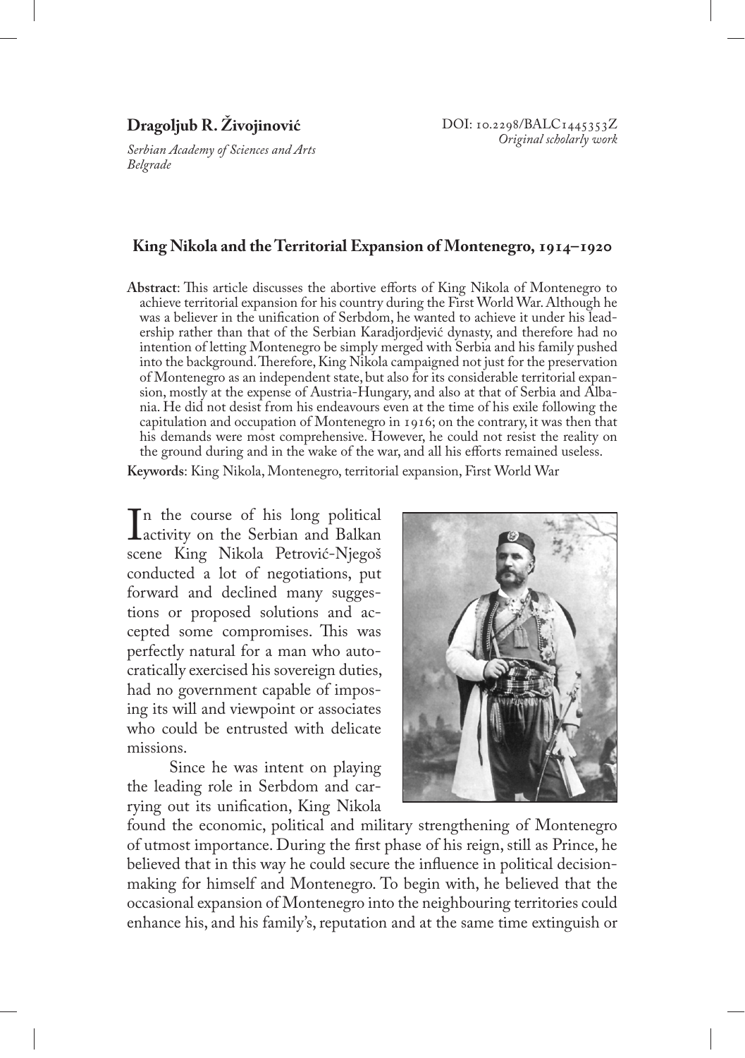**Dragoljub R. Živojinović**

*Serbian Academy of Sciences and Arts*
*Belgrade*

DOI: 10.2298/BALC1445353Z
*Original scholarly work*

# King Nikola and the Territorial Expansion of Montenegro, 1914–1920

**Abstract**: This article discusses the abortive efforts of King Nikola of Montenegro to achieve territorial expansion for his country during the First World War. Although he was a believer in the unification of Serbdom, he wanted to achieve it under his leadership rather than that of the Serbian Karadjordjević dynasty, and therefore had no intention of letting Montenegro be simply merged with Serbia and his family pushed into the background. Therefore, King Nikola campaigned not just for the preservation of Montenegro as an independent state, but also for its considerable territorial expansion, mostly at the expense of Austria-Hungary, and also at that of Serbia and Albania. He did not desist from his endeavours even at the time of his exile following the capitulation and occupation of Montenegro in 1916; on the contrary, it was then that his demands were most comprehensive. However, he could not resist the reality on the ground during and in the wake of the war, and all his efforts remained useless.

**Keywords**: King Nikola, Montenegro, territorial expansion, First World War

In the course of his long political activity on the Serbian and Balkan scene King Nikola Petrović-Njegoš conducted a lot of negotiations, put forward and declined many suggestions or proposed solutions and accepted some compromises. This was perfectly natural for a man who autocratically exercised his sovereign duties, had no government capable of imposing its will and viewpoint or associates who could be entrusted with delicate missions.

Since he was intent on playing the leading role in Serbdom and carrying out its unification, King Nikola found the economic, political and military strengthening of Montenegro of utmost importance. During the first phase of his reign, still as Prince, he believed that in this way he could secure the influence in political decision-making for himself and Montenegro. To begin with, he believed that the occasional expansion of Montenegro into the neighbouring territories could enhance his, and his family's, reputation and at the same time extinguish or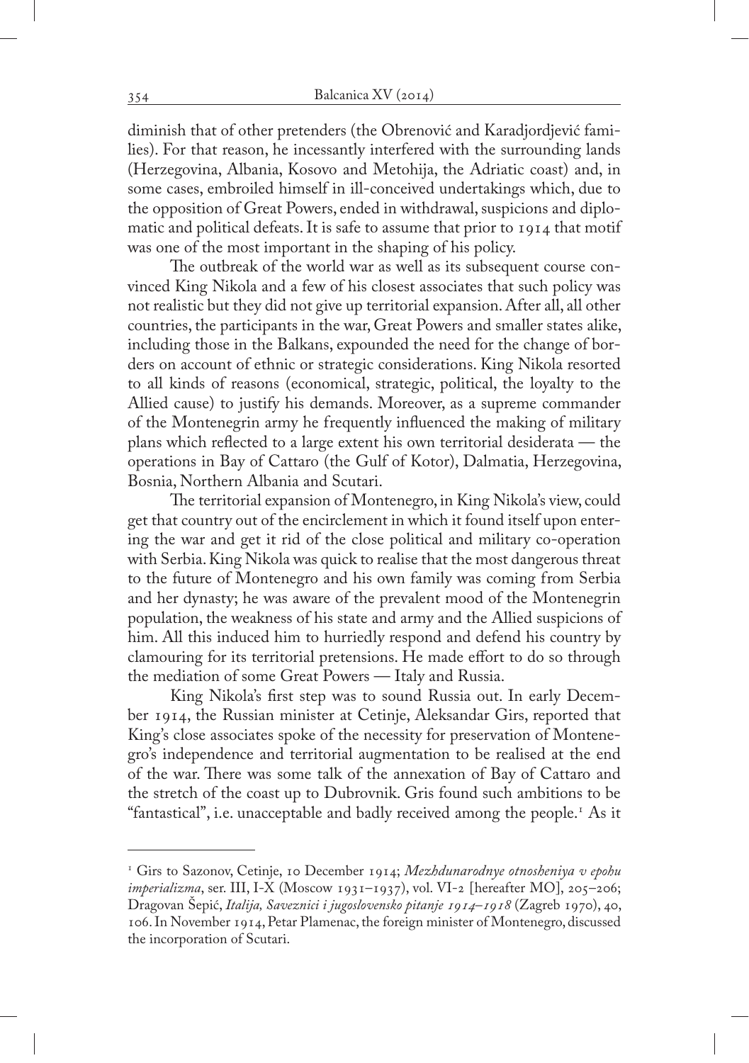diminish that of other pretenders (the Obrenović and Karadjordjević families). For that reason, he incessantly interfered with the surrounding lands (Herzegovina, Albania, Kosovo and Metohija, the Adriatic coast) and, in some cases, embroiled himself in ill-conceived undertakings which, due to the opposition of Great Powers, ended in withdrawal, suspicions and diplomatic and political defeats. It is safe to assume that prior to 1914 that motif was one of the most important in the shaping of his policy.

The outbreak of the world war as well as its subsequent course convinced King Nikola and a few of his closest associates that such policy was not realistic but they did not give up territorial expansion. After all, all other countries, the participants in the war, Great Powers and smaller states alike, including those in the Balkans, expounded the need for the change of borders on account of ethnic or strategic considerations. King Nikola resorted to all kinds of reasons (economical, strategic, political, the loyalty to the Allied cause) to justify his demands. Moreover, as a supreme commander of the Montenegrin army he frequently influenced the making of military plans which reflected to a large extent his own territorial desiderata — the operations in Bay of Cattaro (the Gulf of Kotor), Dalmatia, Herzegovina, Bosnia, Northern Albania and Scutari.

The territorial expansion of Montenegro, in King Nikola's view, could get that country out of the encirclement in which it found itself upon entering the war and get it rid of the close political and military co-operation with Serbia. King Nikola was quick to realise that the most dangerous threat to the future of Montenegro and his own family was coming from Serbia and her dynasty; he was aware of the prevalent mood of the Montenegrin population, the weakness of his state and army and the Allied suspicions of him. All this induced him to hurriedly respond and defend his country by clamouring for its territorial pretensions. He made effort to do so through the mediation of some Great Powers — Italy and Russia.

King Nikola's first step was to sound Russia out. In early December 1914, the Russian minister at Cetinje, Aleksandar Girs, reported that King's close associates spoke of the necessity for preservation of Montenegro's independence and territorial augmentation to be realised at the end of the war. There was some talk of the annexation of Bay of Cattaro and the stretch of the coast up to Dubrovnik. Gris found such ambitions to be "fantastical", i.e. unacceptable and badly received among the people.[1] As it

---

[1] Girs to Sazonov, Cetinje, 10 December 1914; *Mezhdunarodnye otnosheniya v epohu imperializma*, ser. III, I-X (Moscow 1931–1937), vol. VI-2 [hereafter MO], 205–206; Dragovan Šepić, *Italija, Saveznici i jugoslovensko pitanje 1914–1918* (Zagreb 1970), 40, 106. In November 1914, Petar Plamenac, the foreign minister of Montenegro, discussed the incorporation of Scutari.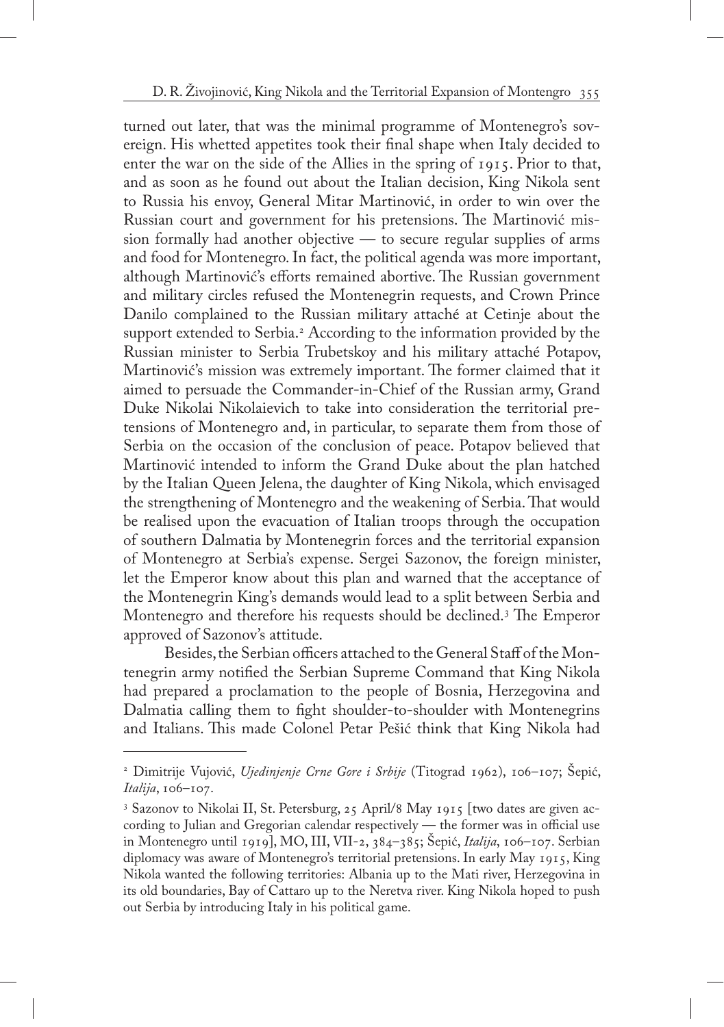turned out later, that was the minimal programme of Montenegro's sovereign. His whetted appetites took their final shape when Italy decided to enter the war on the side of the Allies in the spring of 1915. Prior to that, and as soon as he found out about the Italian decision, King Nikola sent to Russia his envoy, General Mitar Martinović, in order to win over the Russian court and government for his pretensions. The Martinović mission formally had another objective — to secure regular supplies of arms and food for Montenegro. In fact, the political agenda was more important, although Martinović's efforts remained abortive. The Russian government and military circles refused the Montenegrin requests, and Crown Prince Danilo complained to the Russian military attaché at Cetinje about the support extended to Serbia.[2] According to the information provided by the Russian minister to Serbia Trubetskoy and his military attaché Potapov, Martinović's mission was extremely important. The former claimed that it aimed to persuade the Commander-in-Chief of the Russian army, Grand Duke Nikolai Nikolaievich to take into consideration the territorial pretensions of Montenegro and, in particular, to separate them from those of Serbia on the occasion of the conclusion of peace. Potapov believed that Martinović intended to inform the Grand Duke about the plan hatched by the Italian Queen Jelena, the daughter of King Nikola, which envisaged the strengthening of Montenegro and the weakening of Serbia. That would be realised upon the evacuation of Italian troops through the occupation of southern Dalmatia by Montenegrin forces and the territorial expansion of Montenegro at Serbia's expense. Sergei Sazonov, the foreign minister, let the Emperor know about this plan and warned that the acceptance of the Montenegrin King's demands would lead to a split between Serbia and Montenegro and therefore his requests should be declined.[3] The Emperor approved of Sazonov's attitude.

Besides, the Serbian officers attached to the General Staff of the Montenegrin army notified the Serbian Supreme Command that King Nikola had prepared a proclamation to the people of Bosnia, Herzegovina and Dalmatia calling them to fight shoulder-to-shoulder with Montenegrins and Italians. This made Colonel Petar Pešić think that King Nikola had

---

[2] Dimitrije Vujović, *Ujedinjenje Crne Gore i Srbije* (Titograd 1962), 106–107; Šepić, *Italija*, 106–107.

[3] Sazonov to Nikolai II, St. Petersburg, 25 April/8 May 1915 [two dates are given according to Julian and Gregorian calendar respectively — the former was in official use in Montenegro until 1919], MO, III, VII-2, 384–385; Šepić, *Italija*, 106–107. Serbian diplomacy was aware of Montenegro's territorial pretensions. In early May 1915, King Nikola wanted the following territories: Albania up to the Mati river, Herzegovina in its old boundaries, Bay of Cattaro up to the Neretva river. King Nikola hoped to push out Serbia by introducing Italy in his political game.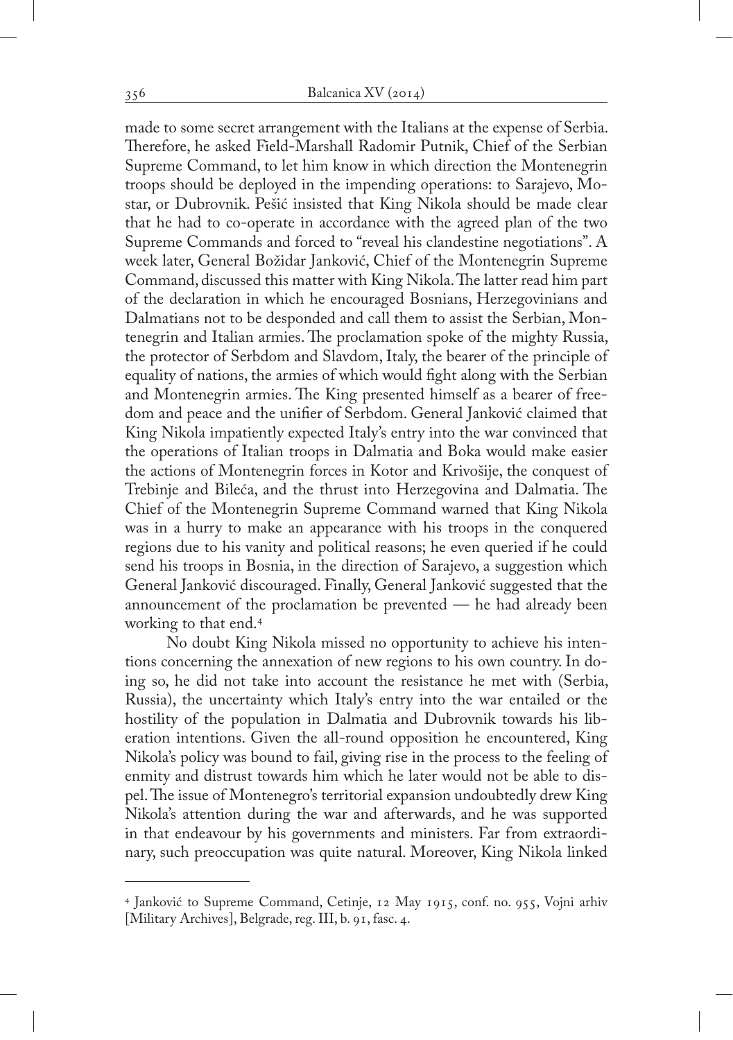made to some secret arrangement with the Italians at the expense of Serbia. Therefore, he asked Field-Marshall Radomir Putnik, Chief of the Serbian Supreme Command, to let him know in which direction the Montenegrin troops should be deployed in the impending operations: to Sarajevo, Mostar, or Dubrovnik. Pešić insisted that King Nikola should be made clear that he had to co-operate in accordance with the agreed plan of the two Supreme Commands and forced to "reveal his clandestine negotiations". A week later, General Božidar Janković, Chief of the Montenegrin Supreme Command, discussed this matter with King Nikola. The latter read him part of the declaration in which he encouraged Bosnians, Herzegovinians and Dalmatians not to be desponded and call them to assist the Serbian, Montenegrin and Italian armies. The proclamation spoke of the mighty Russia, the protector of Serbdom and Slavdom, Italy, the bearer of the principle of equality of nations, the armies of which would fight along with the Serbian and Montenegrin armies. The King presented himself as a bearer of freedom and peace and the unifier of Serbdom. General Janković claimed that King Nikola impatiently expected Italy's entry into the war convinced that the operations of Italian troops in Dalmatia and Boka would make easier the actions of Montenegrin forces in Kotor and Krivošije, the conquest of Trebinje and Bileća, and the thrust into Herzegovina and Dalmatia. The Chief of the Montenegrin Supreme Command warned that King Nikola was in a hurry to make an appearance with his troops in the conquered regions due to his vanity and political reasons; he even queried if he could send his troops in Bosnia, in the direction of Sarajevo, a suggestion which General Janković discouraged. Finally, General Janković suggested that the announcement of the proclamation be prevented — he had already been working to that end.[4]

No doubt King Nikola missed no opportunity to achieve his intentions concerning the annexation of new regions to his own country. In doing so, he did not take into account the resistance he met with (Serbia, Russia), the uncertainty which Italy's entry into the war entailed or the hostility of the population in Dalmatia and Dubrovnik towards his liberation intentions. Given the all-round opposition he encountered, King Nikola's policy was bound to fail, giving rise in the process to the feeling of enmity and distrust towards him which he later would not be able to dispel. The issue of Montenegro's territorial expansion undoubtedly drew King Nikola's attention during the war and afterwards, and he was supported in that endeavour by his governments and ministers. Far from extraordinary, such preoccupation was quite natural. Moreover, King Nikola linked

[4] Janković to Supreme Command, Cetinje, 12 May 1915, conf. no. 955, Vojni arhiv [Military Archives], Belgrade, reg. III, b. 91, fasc. 4.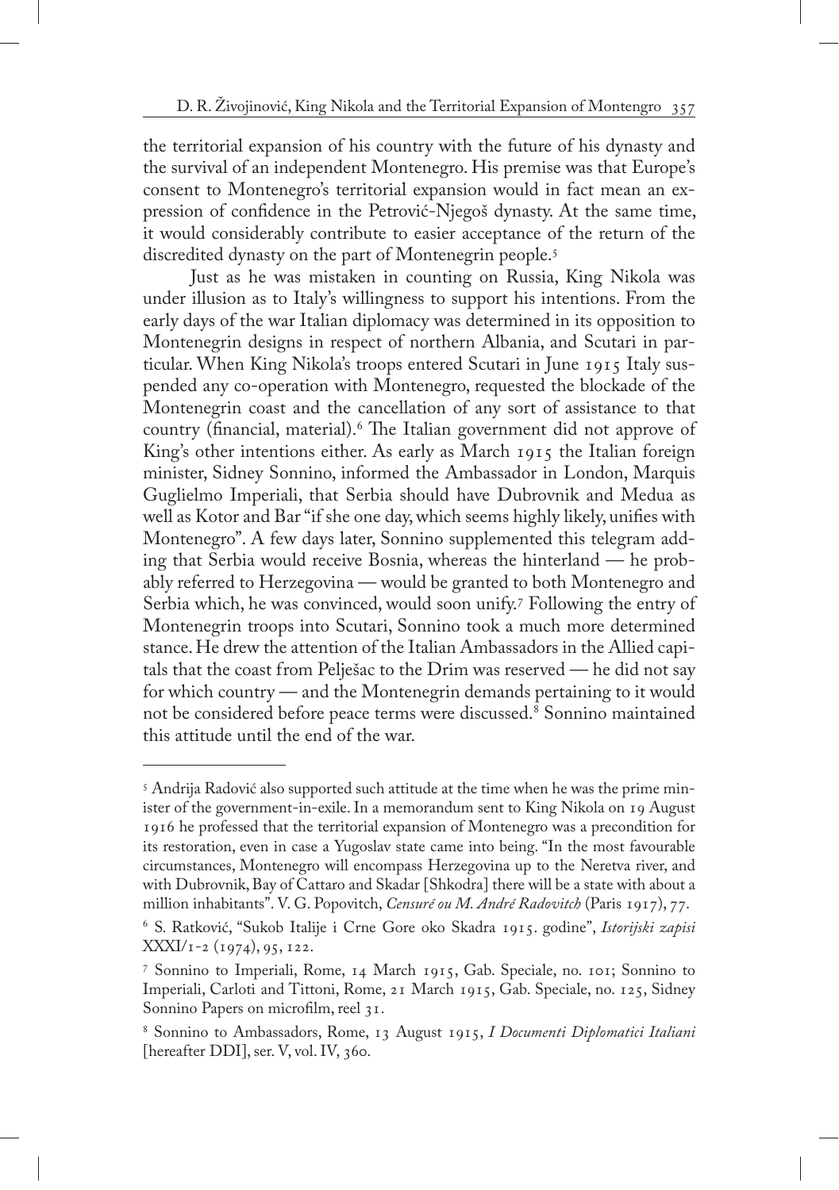the territorial expansion of his country with the future of his dynasty and the survival of an independent Montenegro. His premise was that Europe's consent to Montenegro's territorial expansion would in fact mean an expression of confidence in the Petrović-Njegoš dynasty. At the same time, it would considerably contribute to easier acceptance of the return of the discredited dynasty on the part of Montenegrin people.[5]

Just as he was mistaken in counting on Russia, King Nikola was under illusion as to Italy's willingness to support his intentions. From the early days of the war Italian diplomacy was determined in its opposition to Montenegrin designs in respect of northern Albania, and Scutari in particular. When King Nikola's troops entered Scutari in June 1915 Italy suspended any co-operation with Montenegro, requested the blockade of the Montenegrin coast and the cancellation of any sort of assistance to that country (financial, material).[6] The Italian government did not approve of King's other intentions either. As early as March 1915 the Italian foreign minister, Sidney Sonnino, informed the Ambassador in London, Marquis Guglielmo Imperiali, that Serbia should have Dubrovnik and Medua as well as Kotor and Bar "if she one day, which seems highly likely, unifies with Montenegro". A few days later, Sonnino supplemented this telegram adding that Serbia would receive Bosnia, whereas the hinterland — he probably referred to Herzegovina — would be granted to both Montenegro and Serbia which, he was convinced, would soon unify.[7] Following the entry of Montenegrin troops into Scutari, Sonnino took a much more determined stance. He drew the attention of the Italian Ambassadors in the Allied capitals that the coast from Pelješac to the Drim was reserved — he did not say for which country — and the Montenegrin demands pertaining to it would not be considered before peace terms were discussed.[8] Sonnino maintained this attitude until the end of the war.

---

[5] Andrija Radović also supported such attitude at the time when he was the prime minister of the government-in-exile. In a memorandum sent to King Nikola on 19 August 1916 he professed that the territorial expansion of Montenegro was a precondition for its restoration, even in case a Yugoslav state came into being. "In the most favourable circumstances, Montenegro will encompass Herzegovina up to the Neretva river, and with Dubrovnik, Bay of Cattaro and Skadar [Shkodra] there will be a state with about a million inhabitants". V. G. Popovitch, *Censuré ou M. André Radovitch* (Paris 1917), 77.

[6] S. Ratković, "Sukob Italije i Crne Gore oko Skadra 1915. godine", *Istorijski zapisi* XXXI/1-2 (1974), 95, 122.

[7] Sonnino to Imperiali, Rome, 14 March 1915, Gab. Speciale, no. 101; Sonnino to Imperiali, Carloti and Tittoni, Rome, 21 March 1915, Gab. Speciale, no. 125, Sidney Sonnino Papers on microfilm, reel 31.

[8] Sonnino to Ambassadors, Rome, 13 August 1915, *I Documenti Diplomatici Italiani* [hereafter DDI], ser. V, vol. IV, 360.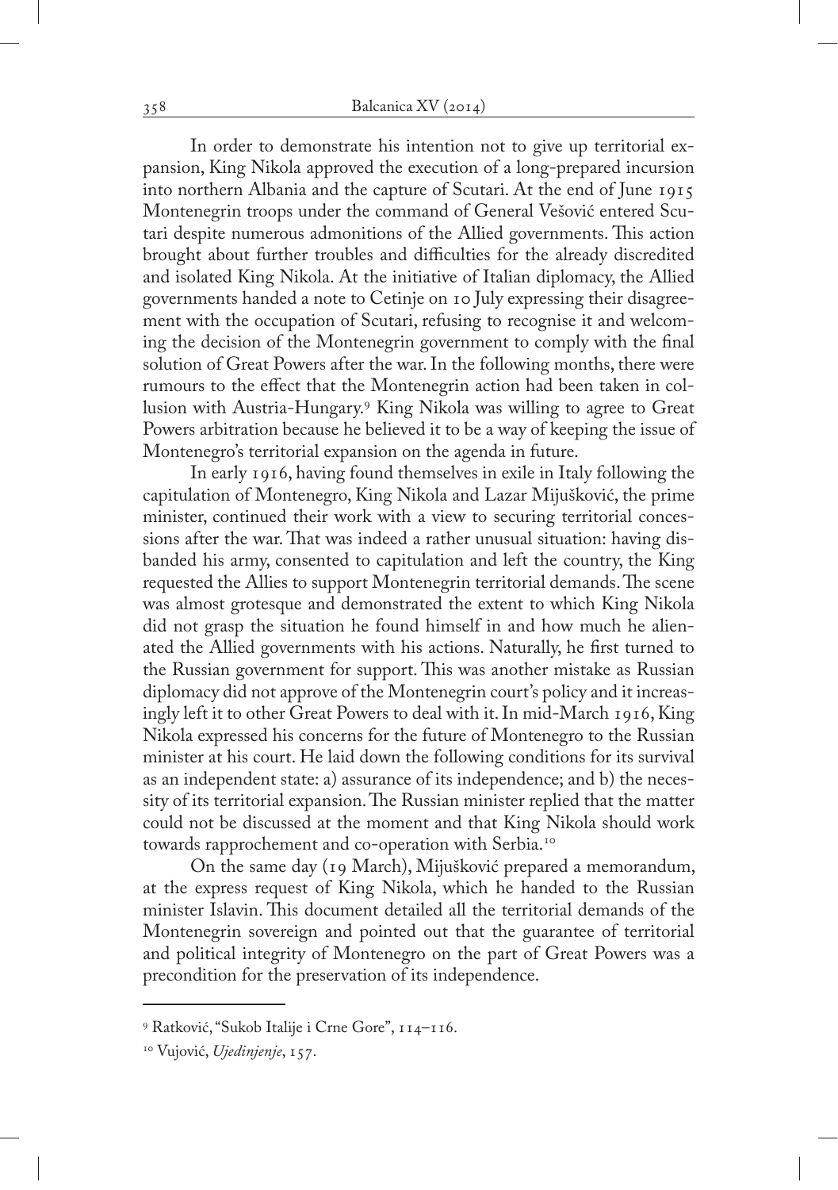In order to demonstrate his intention not to give up territorial expansion, King Nikola approved the execution of a long-prepared incursion into northern Albania and the capture of Scutari. At the end of June 1915 Montenegrin troops under the command of General Vešović entered Scutari despite numerous admonitions of the Allied governments. This action brought about further troubles and difficulties for the already discredited and isolated King Nikola. At the initiative of Italian diplomacy, the Allied governments handed a note to Cetinje on 10 July expressing their disagreement with the occupation of Scutari, refusing to recognise it and welcoming the decision of the Montenegrin government to comply with the final solution of Great Powers after the war. In the following months, there were rumours to the effect that the Montenegrin action had been taken in collusion with Austria-Hungary.[9] King Nikola was willing to agree to Great Powers arbitration because he believed it to be a way of keeping the issue of Montenegro's territorial expansion on the agenda in future.

In early 1916, having found themselves in exile in Italy following the capitulation of Montenegro, King Nikola and Lazar Mijušković, the prime minister, continued their work with a view to securing territorial concessions after the war. That was indeed a rather unusual situation: having disbanded his army, consented to capitulation and left the country, the King requested the Allies to support Montenegrin territorial demands. The scene was almost grotesque and demonstrated the extent to which King Nikola did not grasp the situation he found himself in and how much he alienated the Allied governments with his actions. Naturally, he first turned to the Russian government for support. This was another mistake as Russian diplomacy did not approve of the Montenegrin court's policy and it increasingly left it to other Great Powers to deal with it. In mid-March 1916, King Nikola expressed his concerns for the future of Montenegro to the Russian minister at his court. He laid down the following conditions for its survival as an independent state: a) assurance of its independence; and b) the necessity of its territorial expansion. The Russian minister replied that the matter could not be discussed at the moment and that King Nikola should work towards rapprochement and co-operation with Serbia.[10]

On the same day (19 March), Mijušković prepared a memorandum, at the express request of King Nikola, which he handed to the Russian minister Islavin. This document detailed all the territorial demands of the Montenegrin sovereign and pointed out that the guarantee of territorial and political integrity of Montenegro on the part of Great Powers was a precondition for the preservation of its independence.

---

[9] Ratković, "Sukob Italije i Crne Gore", 114–116.

[10] Vujović, *Ujedinjenje*, 157.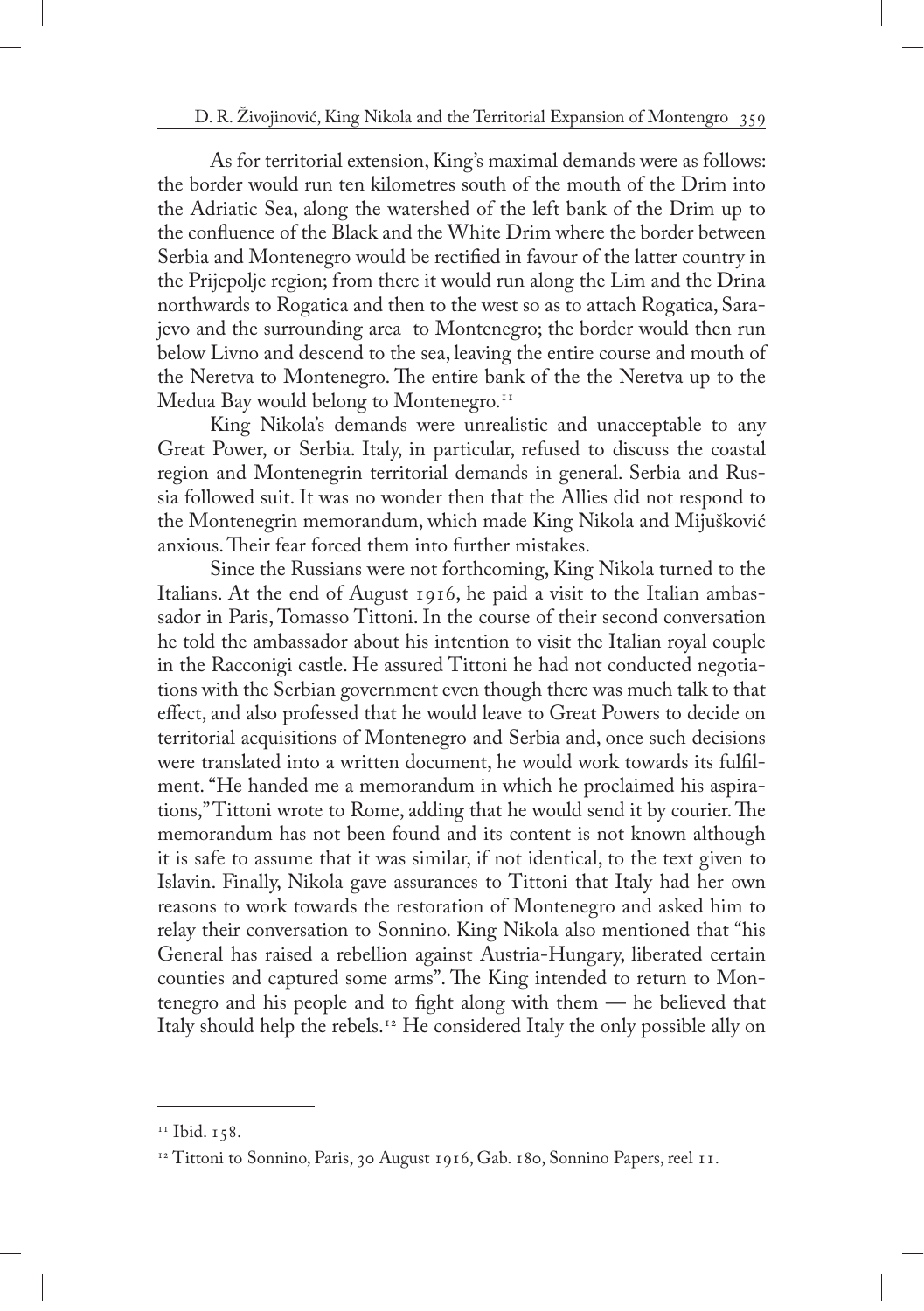As for territorial extension, King's maximal demands were as follows: the border would run ten kilometres south of the mouth of the Drim into the Adriatic Sea, along the watershed of the left bank of the Drim up to the confluence of the Black and the White Drim where the border between Serbia and Montenegro would be rectified in favour of the latter country in the Prijepolje region; from there it would run along the Lim and the Drina northwards to Rogatica and then to the west so as to attach Rogatica, Sarajevo and the surrounding area to Montenegro; the border would then run below Livno and descend to the sea, leaving the entire course and mouth of the Neretva to Montenegro. The entire bank of the the Neretva up to the Medua Bay would belong to Montenegro.[11]

King Nikola's demands were unrealistic and unacceptable to any Great Power, or Serbia. Italy, in particular, refused to discuss the coastal region and Montenegrin territorial demands in general. Serbia and Russia followed suit. It was no wonder then that the Allies did not respond to the Montenegrin memorandum, which made King Nikola and Mijušković anxious. Their fear forced them into further mistakes.

Since the Russians were not forthcoming, King Nikola turned to the Italians. At the end of August 1916, he paid a visit to the Italian ambassador in Paris, Tomasso Tittoni. In the course of their second conversation he told the ambassador about his intention to visit the Italian royal couple in the Racconigi castle. He assured Tittoni he had not conducted negotiations with the Serbian government even though there was much talk to that effect, and also professed that he would leave to Great Powers to decide on territorial acquisitions of Montenegro and Serbia and, once such decisions were translated into a written document, he would work towards its fulfilment. "He handed me a memorandum in which he proclaimed his aspirations," Tittoni wrote to Rome, adding that he would send it by courier. The memorandum has not been found and its content is not known although it is safe to assume that it was similar, if not identical, to the text given to Islavin. Finally, Nikola gave assurances to Tittoni that Italy had her own reasons to work towards the restoration of Montenegro and asked him to relay their conversation to Sonnino. King Nikola also mentioned that "his General has raised a rebellion against Austria-Hungary, liberated certain counties and captured some arms". The King intended to return to Montenegro and his people and to fight along with them — he believed that Italy should help the rebels.[12] He considered Italy the only possible ally on

---

[11] Ibid. 158.

[12] Tittoni to Sonnino, Paris, 30 August 1916, Gab. 180, Sonnino Papers, reel 11.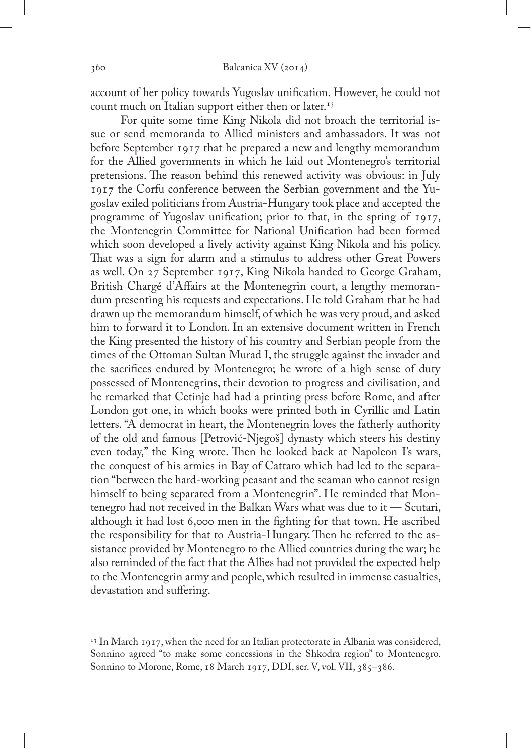account of her policy towards Yugoslav unification. However, he could not count much on Italian support either then or later.[13]

For quite some time King Nikola did not broach the territorial issue or send memoranda to Allied ministers and ambassadors. It was not before September 1917 that he prepared a new and lengthy memorandum for the Allied governments in which he laid out Montenegro's territorial pretensions. The reason behind this renewed activity was obvious: in July 1917 the Corfu conference between the Serbian government and the Yugoslav exiled politicians from Austria-Hungary took place and accepted the programme of Yugoslav unification; prior to that, in the spring of 1917, the Montenegrin Committee for National Unification had been formed which soon developed a lively activity against King Nikola and his policy. That was a sign for alarm and a stimulus to address other Great Powers as well. On 27 September 1917, King Nikola handed to George Graham, British Chargé d'Affairs at the Montenegrin court, a lengthy memorandum presenting his requests and expectations. He told Graham that he had drawn up the memorandum himself, of which he was very proud, and asked him to forward it to London. In an extensive document written in French the King presented the history of his country and Serbian people from the times of the Ottoman Sultan Murad I, the struggle against the invader and the sacrifices endured by Montenegro; he wrote of a high sense of duty possessed of Montenegrins, their devotion to progress and civilisation, and he remarked that Cetinje had had a printing press before Rome, and after London got one, in which books were printed both in Cyrillic and Latin letters. "A democrat in heart, the Montenegrin loves the fatherly authority of the old and famous [Petrović-Njegoš] dynasty which steers his destiny even today," the King wrote. Then he looked back at Napoleon I's wars, the conquest of his armies in Bay of Cattaro which had led to the separation "between the hard-working peasant and the seaman who cannot resign himself to being separated from a Montenegrin". He reminded that Montenegro had not received in the Balkan Wars what was due to it — Scutari, although it had lost 6,000 men in the fighting for that town. He ascribed the responsibility for that to Austria-Hungary. Then he referred to the assistance provided by Montenegro to the Allied countries during the war; he also reminded of the fact that the Allies had not provided the expected help to the Montenegrin army and people, which resulted in immense casualties, devastation and suffering.

---

[13] In March 1917, when the need for an Italian protectorate in Albania was considered, Sonnino agreed "to make some concessions in the Shkodra region" to Montenegro. Sonnino to Morone, Rome, 18 March 1917, DDI, ser. V, vol. VII, 385–386.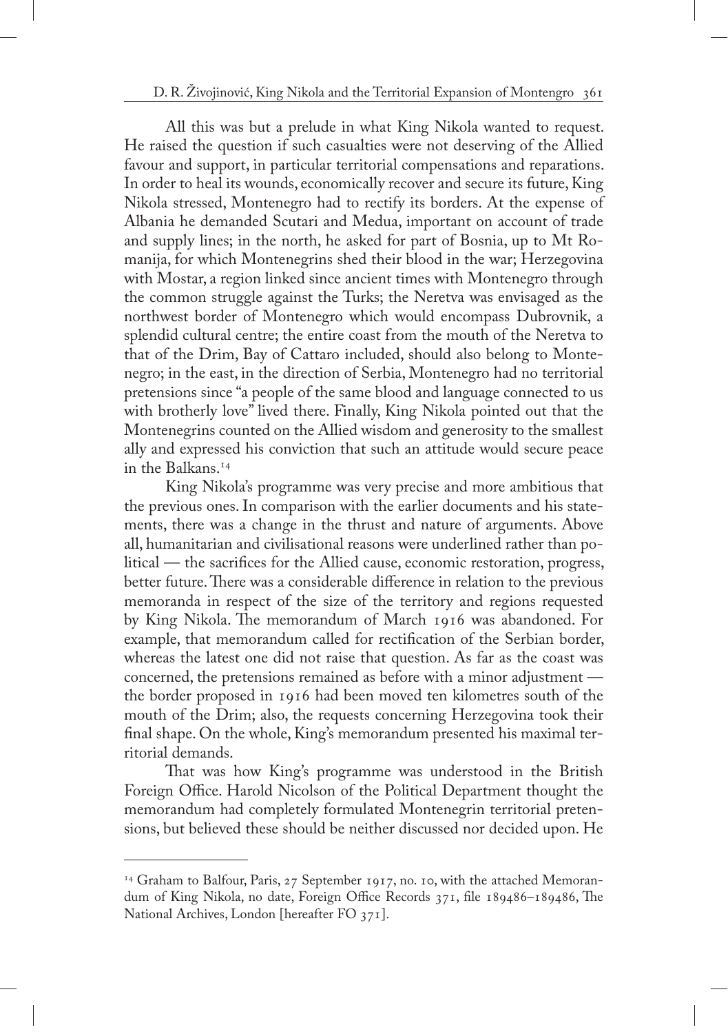All this was but a prelude in what King Nikola wanted to request. He raised the question if such casualties were not deserving of the Allied favour and support, in particular territorial compensations and reparations. In order to heal its wounds, economically recover and secure its future, King Nikola stressed, Montenegro had to rectify its borders. At the expense of Albania he demanded Scutari and Medua, important on account of trade and supply lines; in the north, he asked for part of Bosnia, up to Mt Romanija, for which Montenegrins shed their blood in the war; Herzegovina with Mostar, a region linked since ancient times with Montenegro through the common struggle against the Turks; the Neretva was envisaged as the northwest border of Montenegro which would encompass Dubrovnik, a splendid cultural centre; the entire coast from the mouth of the Neretva to that of the Drim, Bay of Cattaro included, should also belong to Montenegro; in the east, in the direction of Serbia, Montenegro had no territorial pretensions since "a people of the same blood and language connected to us with brotherly love" lived there. Finally, King Nikola pointed out that the Montenegrins counted on the Allied wisdom and generosity to the smallest ally and expressed his conviction that such an attitude would secure peace in the Balkans.[14]

King Nikola's programme was very precise and more ambitious that the previous ones. In comparison with the earlier documents and his statements, there was a change in the thrust and nature of arguments. Above all, humanitarian and civilisational reasons were underlined rather than political — the sacrifices for the Allied cause, economic restoration, progress, better future. There was a considerable difference in relation to the previous memoranda in respect of the size of the territory and regions requested by King Nikola. The memorandum of March 1916 was abandoned. For example, that memorandum called for rectification of the Serbian border, whereas the latest one did not raise that question. As far as the coast was concerned, the pretensions remained as before with a minor adjustment — the border proposed in 1916 had been moved ten kilometres south of the mouth of the Drim; also, the requests concerning Herzegovina took their final shape. On the whole, King's memorandum presented his maximal territorial demands.

That was how King's programme was understood in the British Foreign Office. Harold Nicolson of the Political Department thought the memorandum had completely formulated Montenegrin territorial pretensions, but believed these should be neither discussed nor decided upon. He

---

[14] Graham to Balfour, Paris, 27 September 1917, no. 10, with the attached Memorandum of King Nikola, no date, Foreign Office Records 371, file 189486–189486, The National Archives, London [hereafter FO 371].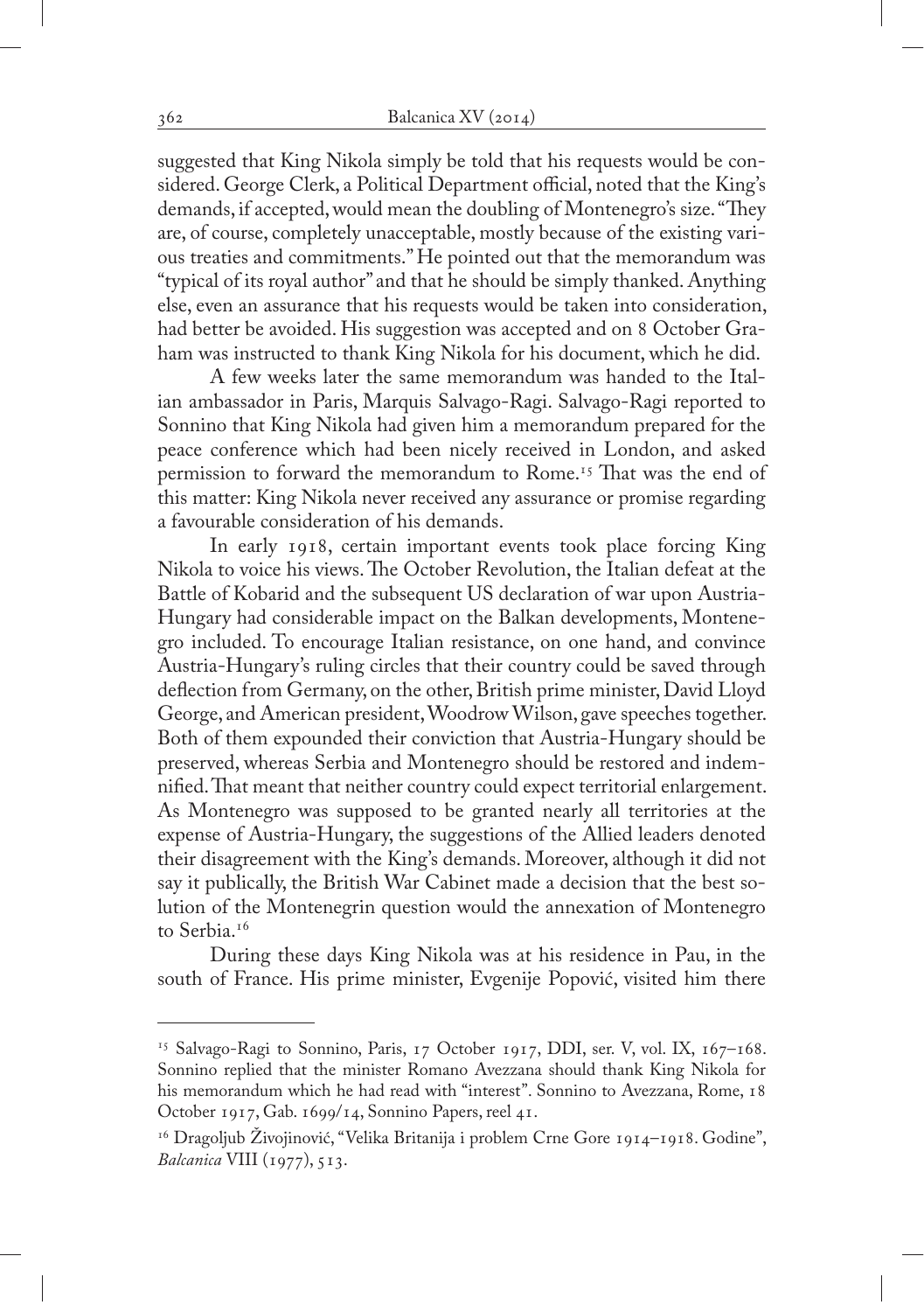suggested that King Nikola simply be told that his requests would be considered. George Clerk, a Political Department official, noted that the King's demands, if accepted, would mean the doubling of Montenegro's size. "They are, of course, completely unacceptable, mostly because of the existing various treaties and commitments." He pointed out that the memorandum was "typical of its royal author" and that he should be simply thanked. Anything else, even an assurance that his requests would be taken into consideration, had better be avoided. His suggestion was accepted and on 8 October Graham was instructed to thank King Nikola for his document, which he did.

A few weeks later the same memorandum was handed to the Italian ambassador in Paris, Marquis Salvago-Ragi. Salvago-Ragi reported to Sonnino that King Nikola had given him a memorandum prepared for the peace conference which had been nicely received in London, and asked permission to forward the memorandum to Rome.[15] That was the end of this matter: King Nikola never received any assurance or promise regarding a favourable consideration of his demands.

In early 1918, certain important events took place forcing King Nikola to voice his views. The October Revolution, the Italian defeat at the Battle of Kobarid and the subsequent US declaration of war upon Austria-Hungary had considerable impact on the Balkan developments, Montenegro included. To encourage Italian resistance, on one hand, and convince Austria-Hungary's ruling circles that their country could be saved through deflection from Germany, on the other, British prime minister, David Lloyd George, and American president, Woodrow Wilson, gave speeches together. Both of them expounded their conviction that Austria-Hungary should be preserved, whereas Serbia and Montenegro should be restored and indemnified. That meant that neither country could expect territorial enlargement. As Montenegro was supposed to be granted nearly all territories at the expense of Austria-Hungary, the suggestions of the Allied leaders denoted their disagreement with the King's demands. Moreover, although it did not say it publically, the British War Cabinet made a decision that the best solution of the Montenegrin question would the annexation of Montenegro to Serbia.[16]

During these days King Nikola was at his residence in Pau, in the south of France. His prime minister, Evgenije Popović, visited him there

---

[15] Salvago-Ragi to Sonnino, Paris, 17 October 1917, DDI, ser. V, vol. IX, 167–168. Sonnino replied that the minister Romano Avezzana should thank King Nikola for his memorandum which he had read with "interest". Sonnino to Avezzana, Rome, 18 October 1917, Gab. 1699/14, Sonnino Papers, reel 41.

[16] Dragoljub Živojinović, "Velika Britanija i problem Crne Gore 1914–1918. Godine", *Balcanica* VIII (1977), 513.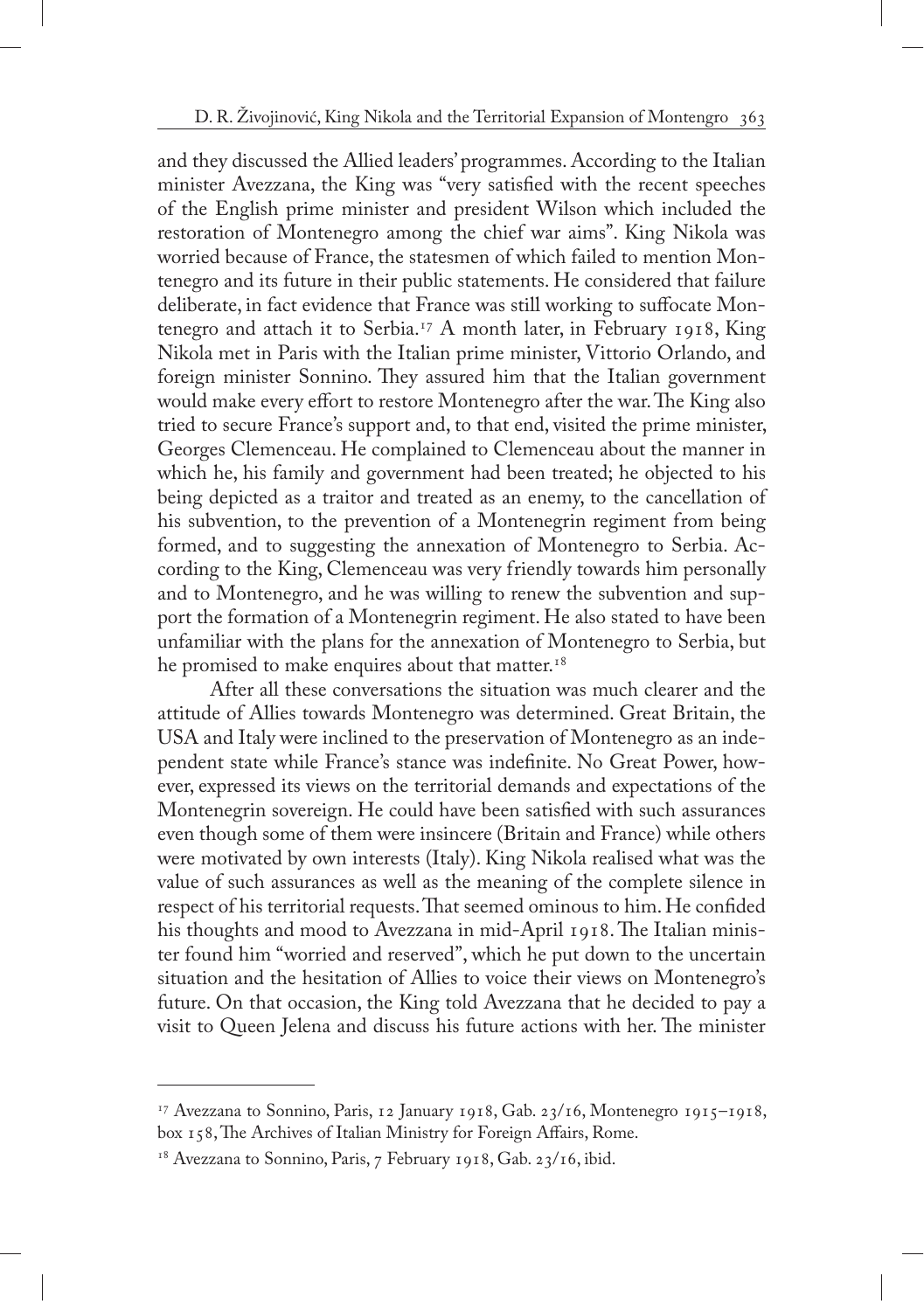and they discussed the Allied leaders' programmes. According to the Italian minister Avezzana, the King was "very satisfied with the recent speeches of the English prime minister and president Wilson which included the restoration of Montenegro among the chief war aims". King Nikola was worried because of France, the statesmen of which failed to mention Montenegro and its future in their public statements. He considered that failure deliberate, in fact evidence that France was still working to suffocate Montenegro and attach it to Serbia.[17] A month later, in February 1918, King Nikola met in Paris with the Italian prime minister, Vittorio Orlando, and foreign minister Sonnino. They assured him that the Italian government would make every effort to restore Montenegro after the war. The King also tried to secure France's support and, to that end, visited the prime minister, Georges Clemenceau. He complained to Clemenceau about the manner in which he, his family and government had been treated; he objected to his being depicted as a traitor and treated as an enemy, to the cancellation of his subvention, to the prevention of a Montenegrin regiment from being formed, and to suggesting the annexation of Montenegro to Serbia. According to the King, Clemenceau was very friendly towards him personally and to Montenegro, and he was willing to renew the subvention and support the formation of a Montenegrin regiment. He also stated to have been unfamiliar with the plans for the annexation of Montenegro to Serbia, but he promised to make enquires about that matter.[18]

After all these conversations the situation was much clearer and the attitude of Allies towards Montenegro was determined. Great Britain, the USA and Italy were inclined to the preservation of Montenegro as an independent state while France's stance was indefinite. No Great Power, however, expressed its views on the territorial demands and expectations of the Montenegrin sovereign. He could have been satisfied with such assurances even though some of them were insincere (Britain and France) while others were motivated by own interests (Italy). King Nikola realised what was the value of such assurances as well as the meaning of the complete silence in respect of his territorial requests. That seemed ominous to him. He confided his thoughts and mood to Avezzana in mid-April 1918. The Italian minister found him "worried and reserved", which he put down to the uncertain situation and the hesitation of Allies to voice their views on Montenegro's future. On that occasion, the King told Avezzana that he decided to pay a visit to Queen Jelena and discuss his future actions with her. The minister

---

[17] Avezzana to Sonnino, Paris, 12 January 1918, Gab. 23/16, Montenegro 1915–1918, box 158, The Archives of Italian Ministry for Foreign Affairs, Rome.

[18] Avezzana to Sonnino, Paris, 7 February 1918, Gab. 23/16, ibid.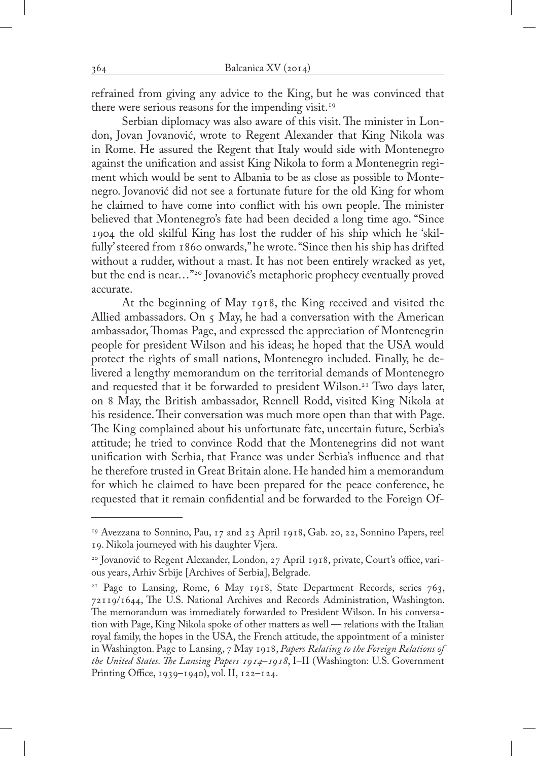refrained from giving any advice to the King, but he was convinced that there were serious reasons for the impending visit.[19]

Serbian diplomacy was also aware of this visit. The minister in London, Jovan Jovanović, wrote to Regent Alexander that King Nikola was in Rome. He assured the Regent that Italy would side with Montenegro against the unification and assist King Nikola to form a Montenegrin regiment which would be sent to Albania to be as close as possible to Montenegro. Jovanović did not see a fortunate future for the old King for whom he claimed to have come into conflict with his own people. The minister believed that Montenegro's fate had been decided a long time ago. "Since 1904 the old skilful King has lost the rudder of his ship which he 'skilfully' steered from 1860 onwards," he wrote. "Since then his ship has drifted without a rudder, without a mast. It has not been entirely wracked as yet, but the end is near…"[20] Jovanović's metaphoric prophecy eventually proved accurate.

At the beginning of May 1918, the King received and visited the Allied ambassadors. On 5 May, he had a conversation with the American ambassador, Thomas Page, and expressed the appreciation of Montenegrin people for president Wilson and his ideas; he hoped that the USA would protect the rights of small nations, Montenegro included. Finally, he delivered a lengthy memorandum on the territorial demands of Montenegro and requested that it be forwarded to president Wilson.[21] Two days later, on 8 May, the British ambassador, Rennell Rodd, visited King Nikola at his residence. Their conversation was much more open than that with Page. The King complained about his unfortunate fate, uncertain future, Serbia's attitude; he tried to convince Rodd that the Montenegrins did not want unification with Serbia, that France was under Serbia's influence and that he therefore trusted in Great Britain alone. He handed him a memorandum for which he claimed to have been prepared for the peace conference, he requested that it remain confidential and be forwarded to the Foreign Of-

---

[19] Avezzana to Sonnino, Pau, 17 and 23 April 1918, Gab. 20, 22, Sonnino Papers, reel 19. Nikola journeyed with his daughter Vjera.

[20] Jovanović to Regent Alexander, London, 27 April 1918, private, Court's office, various years, Arhiv Srbije [Archives of Serbia], Belgrade.

[21] Page to Lansing, Rome, 6 May 1918, State Department Records, series 763, 72119/1644, The U.S. National Archives and Records Administration, Washington. The memorandum was immediately forwarded to President Wilson. In his conversation with Page, King Nikola spoke of other matters as well — relations with the Italian royal family, the hopes in the USA, the French attitude, the appointment of a minister in Washington. Page to Lansing, 7 May 1918, *Papers Relating to the Foreign Relations of the United States. The Lansing Papers 1914–1918*, I–II (Washington: U.S. Government Printing Office, 1939–1940), vol. II, 122–124.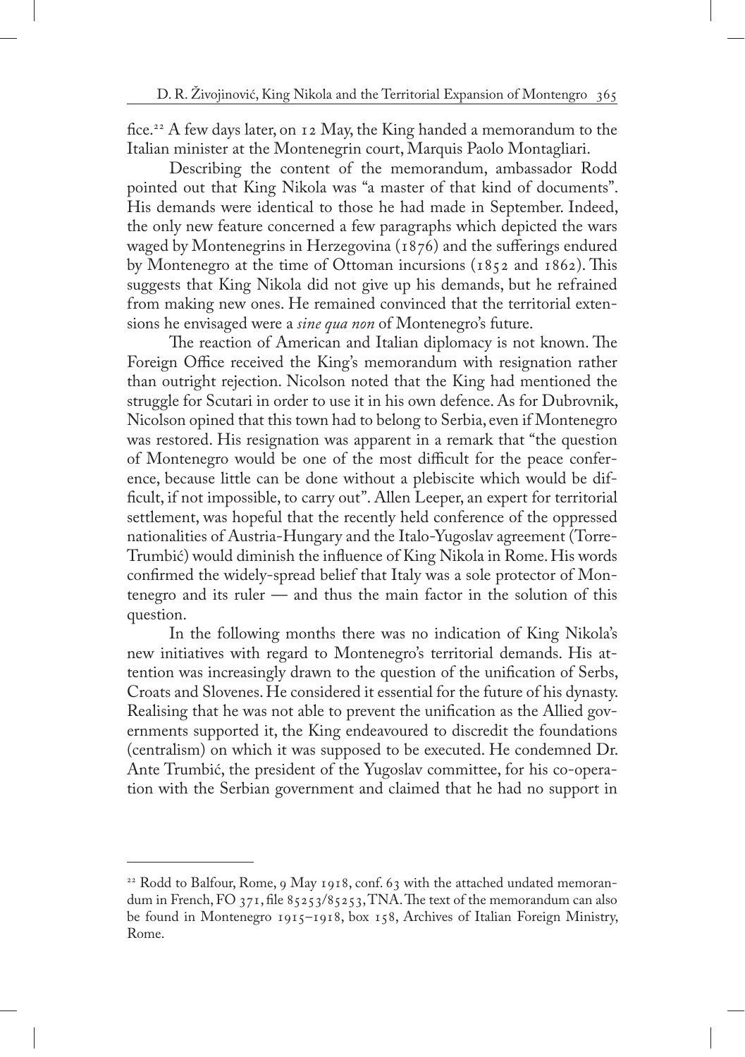fice.[22] A few days later, on 12 May, the King handed a memorandum to the Italian minister at the Montenegrin court, Marquis Paolo Montagliari.

Describing the content of the memorandum, ambassador Rodd pointed out that King Nikola was "a master of that kind of documents". His demands were identical to those he had made in September. Indeed, the only new feature concerned a few paragraphs which depicted the wars waged by Montenegrins in Herzegovina (1876) and the sufferings endured by Montenegro at the time of Ottoman incursions (1852 and 1862). This suggests that King Nikola did not give up his demands, but he refrained from making new ones. He remained convinced that the territorial extensions he envisaged were a *sine qua non* of Montenegro's future.

The reaction of American and Italian diplomacy is not known. The Foreign Office received the King's memorandum with resignation rather than outright rejection. Nicolson noted that the King had mentioned the struggle for Scutari in order to use it in his own defence. As for Dubrovnik, Nicolson opined that this town had to belong to Serbia, even if Montenegro was restored. His resignation was apparent in a remark that "the question of Montenegro would be one of the most difficult for the peace conference, because little can be done without a plebiscite which would be difficult, if not impossible, to carry out". Allen Leeper, an expert for territorial settlement, was hopeful that the recently held conference of the oppressed nationalities of Austria-Hungary and the Italo-Yugoslav agreement (Torre-Trumbić) would diminish the influence of King Nikola in Rome. His words confirmed the widely-spread belief that Italy was a sole protector of Montenegro and its ruler — and thus the main factor in the solution of this question.

In the following months there was no indication of King Nikola's new initiatives with regard to Montenegro's territorial demands. His attention was increasingly drawn to the question of the unification of Serbs, Croats and Slovenes. He considered it essential for the future of his dynasty. Realising that he was not able to prevent the unification as the Allied governments supported it, the King endeavoured to discredit the foundations (centralism) on which it was supposed to be executed. He condemned Dr. Ante Trumbić, the president of the Yugoslav committee, for his co-operation with the Serbian government and claimed that he had no support in

---

[22] Rodd to Balfour, Rome, 9 May 1918, conf. 63 with the attached undated memorandum in French, FO 371, file 85253/85253, TNA. The text of the memorandum can also be found in Montenegro 1915–1918, box 158, Archives of Italian Foreign Ministry, Rome.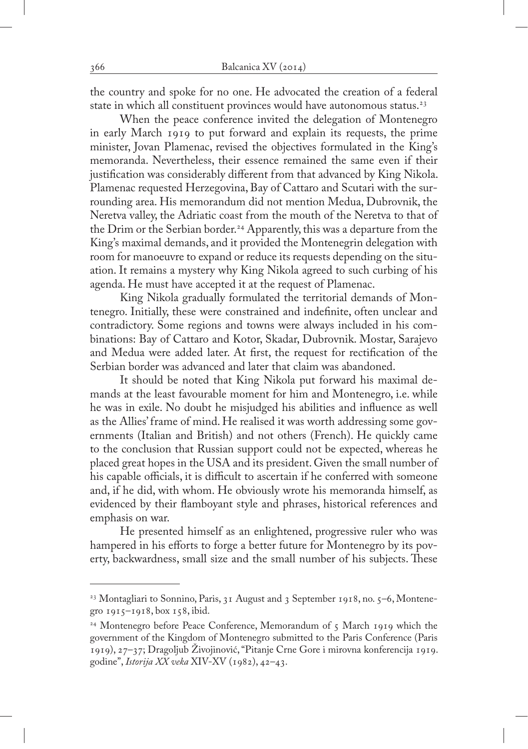the country and spoke for no one. He advocated the creation of a federal state in which all constituent provinces would have autonomous status.[23]

When the peace conference invited the delegation of Montenegro in early March 1919 to put forward and explain its requests, the prime minister, Jovan Plamenac, revised the objectives formulated in the King's memoranda. Nevertheless, their essence remained the same even if their justification was considerably different from that advanced by King Nikola. Plamenac requested Herzegovina, Bay of Cattaro and Scutari with the surrounding area. His memorandum did not mention Medua, Dubrovnik, the Neretva valley, the Adriatic coast from the mouth of the Neretva to that of the Drim or the Serbian border.[24] Apparently, this was a departure from the King's maximal demands, and it provided the Montenegrin delegation with room for manoeuvre to expand or reduce its requests depending on the situation. It remains a mystery why King Nikola agreed to such curbing of his agenda. He must have accepted it at the request of Plamenac.

King Nikola gradually formulated the territorial demands of Montenegro. Initially, these were constrained and indefinite, often unclear and contradictory. Some regions and towns were always included in his combinations: Bay of Cattaro and Kotor, Skadar, Dubrovnik. Mostar, Sarajevo and Medua were added later. At first, the request for rectification of the Serbian border was advanced and later that claim was abandoned.

It should be noted that King Nikola put forward his maximal demands at the least favourable moment for him and Montenegro, i.e. while he was in exile. No doubt he misjudged his abilities and influence as well as the Allies' frame of mind. He realised it was worth addressing some governments (Italian and British) and not others (French). He quickly came to the conclusion that Russian support could not be expected, whereas he placed great hopes in the USA and its president. Given the small number of his capable officials, it is difficult to ascertain if he conferred with someone and, if he did, with whom. He obviously wrote his memoranda himself, as evidenced by their flamboyant style and phrases, historical references and emphasis on war.

He presented himself as an enlightened, progressive ruler who was hampered in his efforts to forge a better future for Montenegro by its poverty, backwardness, small size and the small number of his subjects. These

---

[23] Montagliari to Sonnino, Paris, 31 August and 3 September 1918, no. 5–6, Montenegro 1915–1918, box 158, ibid.

[24] Montenegro before Peace Conference, Memorandum of 5 March 1919 which the government of the Kingdom of Montenegro submitted to the Paris Conference (Paris 1919), 27–37; Dragoljub Živojinović, "Pitanje Crne Gore i mirovna konferencija 1919. godine", *Istorija XX veka* XIV-XV (1982), 42–43.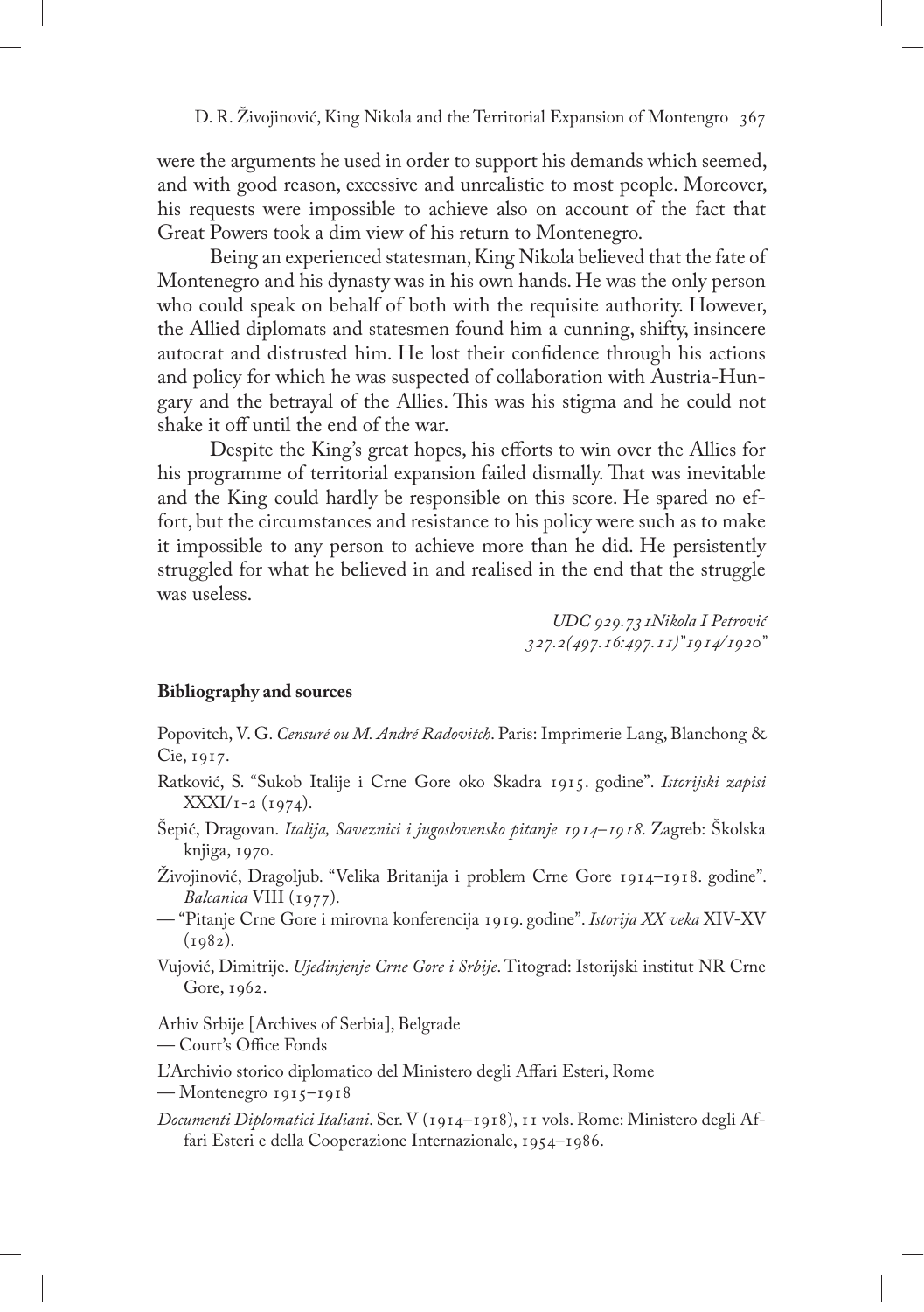were the arguments he used in order to support his demands which seemed, and with good reason, excessive and unrealistic to most people. Moreover, his requests were impossible to achieve also on account of the fact that Great Powers took a dim view of his return to Montenegro.

Being an experienced statesman, King Nikola believed that the fate of Montenegro and his dynasty was in his own hands. He was the only person who could speak on behalf of both with the requisite authority. However, the Allied diplomats and statesmen found him a cunning, shifty, insincere autocrat and distrusted him. He lost their confidence through his actions and policy for which he was suspected of collaboration with Austria-Hungary and the betrayal of the Allies. This was his stigma and he could not shake it off until the end of the war.

Despite the King's great hopes, his efforts to win over the Allies for his programme of territorial expansion failed dismally. That was inevitable and the King could hardly be responsible on this score. He spared no effort, but the circumstances and resistance to his policy were such as to make it impossible to any person to achieve more than he did. He persistently struggled for what he believed in and realised in the end that the struggle was useless.

*UDC 929.731Nikola I Petrović*
*327.2(497.16:497.11)"1914/1920"*

**Bibliography and sources**

Popovitch, V. G. *Censuré ou M. André Radovitch*. Paris: Imprimerie Lang, Blanchong & Cie, 1917.

Ratković, S. "Sukob Italije i Crne Gore oko Skadra 1915. godine". *Istorijski zapisi* XXXI/1-2 (1974).

Šepić, Dragovan. *Italija, Saveznici i jugoslovensko pitanje 1914–1918*. Zagreb: Školska knjiga, 1970.

Živojinović, Dragoljub. "Velika Britanija i problem Crne Gore 1914–1918. godine". *Balcanica* VIII (1977).

— "Pitanje Crne Gore i mirovna konferencija 1919. godine". *Istorija XX veka* XIV-XV (1982).

Vujović, Dimitrije. *Ujedinjenje Crne Gore i Srbije*. Titograd: Istorijski institut NR Crne Gore, 1962.

Arhiv Srbije [Archives of Serbia], Belgrade
— Court's Office Fonds

L'Archivio storico diplomatico del Ministero degli Affari Esteri, Rome
— Montenegro 1915–1918

*Documenti Diplomatici Italiani*. Ser. V (1914–1918), 11 vols. Rome: Ministero degli Affari Esteri e della Cooperazione Internazionale, 1954–1986.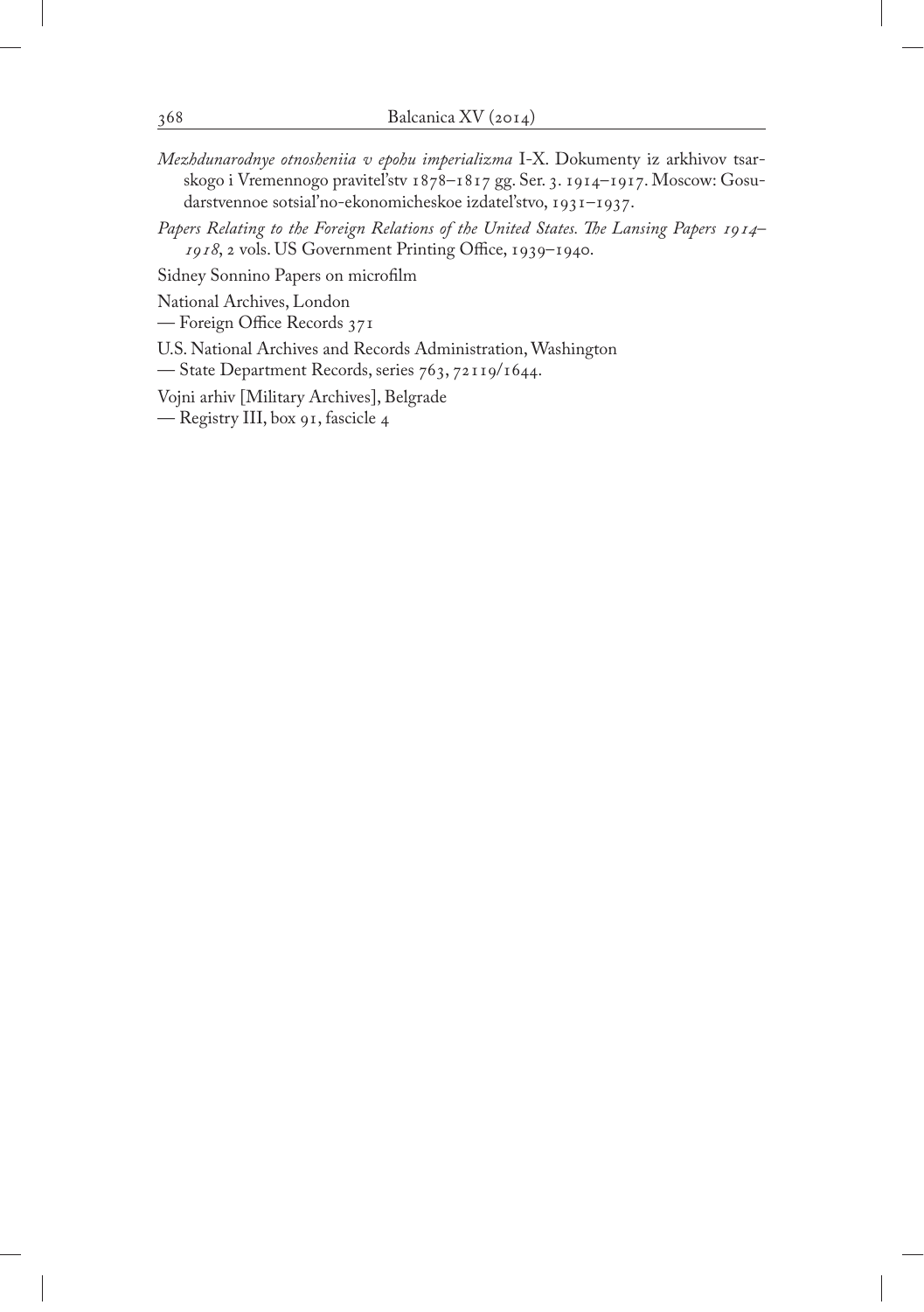*Mezhdunarodnye otnosheniia v epohu imperializma* I-X. Dokumenty iz arkhivov tsarskogo i Vremennogo pravitel'stv 1878–1817 gg. Ser. 3. 1914–1917. Moscow: Gosudarstvennoe sotsial'no-ekonomicheskoe izdatel'stvo, 1931–1937.

*Papers Relating to the Foreign Relations of the United States. The Lansing Papers 1914–1918*, 2 vols. US Government Printing Office, 1939–1940.

Sidney Sonnino Papers on microfilm

National Archives, London
— Foreign Office Records 371

U.S. National Archives and Records Administration, Washington
— State Department Records, series 763, 72119/1644.

Vojni arhiv [Military Archives], Belgrade
— Registry III, box 91, fascicle 4